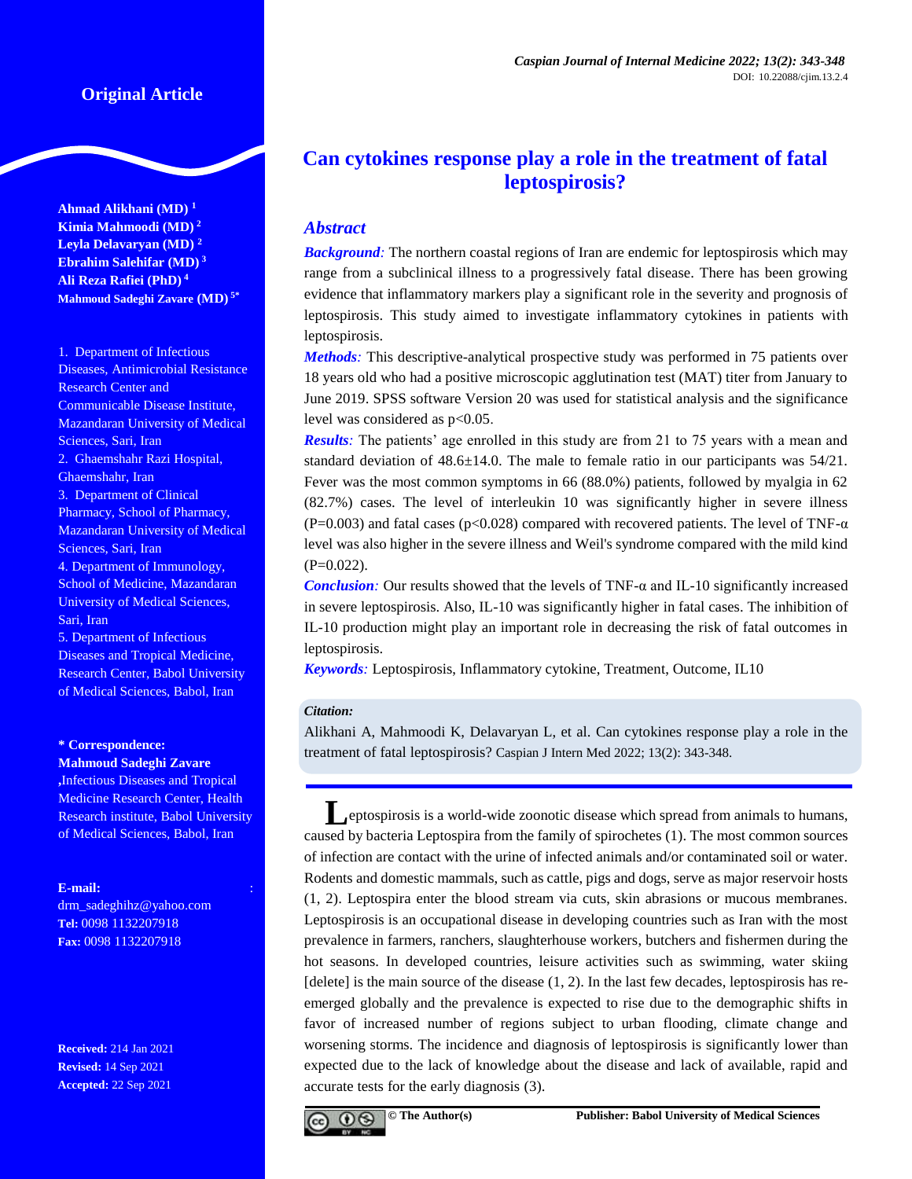Original Article

# Can cytokines response play a role in the treatment of fatal leptospirosis?

**Ahmad Alikhani (MD)** [1]
**Kimia Mahmoodi (MD)** [2]
**Leyla Delavaryan (MD)** [2]
**Ebrahim Salehifar (MD)** [3]
**Ali Reza Rafiei (PhD)** [4]
**Mahmoud Sadeghi Zavare (MD)** [5*]

1. Department of Infectious Diseases, Antimicrobial Resistance Research Center and Communicable Disease Institute, Mazandaran University of Medical Sciences, Sari, Iran
2. Ghaemshahr Razi Hospital, Ghaemshahr, Iran
3. Department of Clinical Pharmacy, School of Pharmacy, Mazandaran University of Medical Sciences, Sari, Iran
4. Department of Immunology, School of Medicine, Mazandaran University of Medical Sciences, Sari, Iran
5. Department of Infectious Diseases and Tropical Medicine, Research Center, Babol University of Medical Sciences, Babol, Iran

**\* Correspondence:**
**Mahmoud Sadeghi Zavare**
,Infectious Diseases and Tropical Medicine Research Center, Health Research institute, Babol University of Medical Sciences, Babol, Iran

**E-mail:** drm_sadeghihz@yahoo.com
**Tel:** 0098 1132207918
**Fax:** 0098 1132207918

**Received:** 214 Jan 2021
**Revised:** 14 Sep 2021
**Accepted:** 22 Sep 2021

## *Abstract*

***Background:*** The northern coastal regions of Iran are endemic for leptospirosis which may range from a subclinical illness to a progressively fatal disease. There has been growing evidence that inflammatory markers play a significant role in the severity and prognosis of leptospirosis. This study aimed to investigate inflammatory cytokines in patients with leptospirosis.

***Methods:*** This descriptive-analytical prospective study was performed in 75 patients over 18 years old who had a positive microscopic agglutination test (MAT) titer from January to June 2019. SPSS software Version 20 was used for statistical analysis and the significance level was considered as $p<0.05$.

***Results:*** The patients' age enrolled in this study are from 21 to 75 years with a mean and standard deviation of 48.6±14.0. The male to female ratio in our participants was 54/21. Fever was the most common symptoms in 66 (88.0%) patients, followed by myalgia in 62 (82.7%) cases. The level of interleukin 10 was significantly higher in severe illness ($P=0.003$) and fatal cases ($p<0.028$) compared with recovered patients. The level of TNF-α level was also higher in the severe illness and Weil's syndrome compared with the mild kind ($P=0.022$).

***Conclusion:*** Our results showed that the levels of TNF-α and IL-10 significantly increased in severe leptospirosis. Also, IL-10 was significantly higher in fatal cases. The inhibition of IL-10 production might play an important role in decreasing the risk of fatal outcomes in leptospirosis.

***Keywords:*** Leptospirosis, Inflammatory cytokine, Treatment, Outcome, IL10

***Citation:***
Alikhani A, Mahmoodi K, Delavaryan L, et al. Can cytokines response play a role in the treatment of fatal leptospirosis? Caspian J Intern Med 2022; 13(2): 343-348.

Leptospirosis is a world-wide zoonotic disease which spread from animals to humans, caused by bacteria Leptospira from the family of spirochetes (1). The most common sources of infection are contact with the urine of infected animals and/or contaminated soil or water. Rodents and domestic mammals, such as cattle, pigs and dogs, serve as major reservoir hosts (1, 2). Leptospira enter the blood stream via cuts, skin abrasions or mucous membranes. Leptospirosis is an occupational disease in developing countries such as Iran with the most prevalence in farmers, ranchers, slaughterhouse workers, butchers and fishermen during the hot seasons. In developed countries, leisure activities such as swimming, water skiing [delete] is the main source of the disease (1, 2). In the last few decades, leptospirosis has re-emerged globally and the prevalence is expected to rise due to the demographic shifts in favor of increased number of regions subject to urban flooding, climate change and worsening storms. The incidence and diagnosis of leptospirosis is significantly lower than expected due to the lack of knowledge about the disease and lack of available, rapid and accurate tests for the early diagnosis (3).

© The Author(s) Publisher: Babol University of Medical Sciences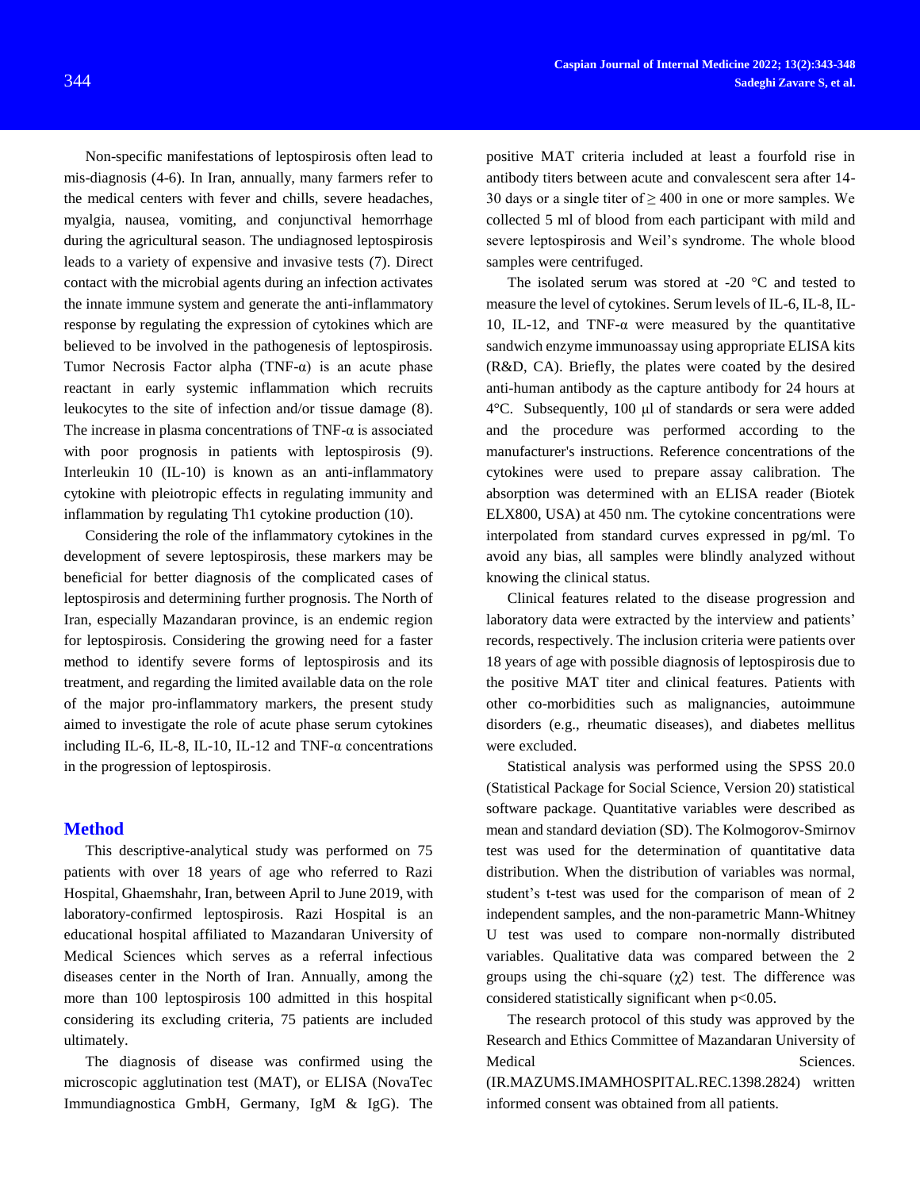Non-specific manifestations of leptospirosis often lead to mis-diagnosis (4-6). In Iran, annually, many farmers refer to the medical centers with fever and chills, severe headaches, myalgia, nausea, vomiting, and conjunctival hemorrhage during the agricultural season. The undiagnosed leptospirosis leads to a variety of expensive and invasive tests (7). Direct contact with the microbial agents during an infection activates the innate immune system and generate the anti-inflammatory response by regulating the expression of cytokines which are believed to be involved in the pathogenesis of leptospirosis. Tumor Necrosis Factor alpha (TNF-α) is an acute phase reactant in early systemic inflammation which recruits leukocytes to the site of infection and/or tissue damage (8). The increase in plasma concentrations of TNF-α is associated with poor prognosis in patients with leptospirosis (9). Interleukin 10 (IL-10) is known as an anti-inflammatory cytokine with pleiotropic effects in regulating immunity and inflammation by regulating Th1 cytokine production (10).

Considering the role of the inflammatory cytokines in the development of severe leptospirosis, these markers may be beneficial for better diagnosis of the complicated cases of leptospirosis and determining further prognosis. The North of Iran, especially Mazandaran province, is an endemic region for leptospirosis. Considering the growing need for a faster method to identify severe forms of leptospirosis and its treatment, and regarding the limited available data on the role of the major pro-inflammatory markers, the present study aimed to investigate the role of acute phase serum cytokines including IL-6, IL-8, IL-10, IL-12 and TNF-α concentrations in the progression of leptospirosis.

## Method

This descriptive-analytical study was performed on 75 patients with over 18 years of age who referred to Razi Hospital, Ghaemshahr, Iran, between April to June 2019, with laboratory-confirmed leptospirosis. Razi Hospital is an educational hospital affiliated to Mazandaran University of Medical Sciences which serves as a referral infectious diseases center in the North of Iran. Annually, among the more than 100 leptospirosis 100 admitted in this hospital considering its excluding criteria, 75 patients are included ultimately.

The diagnosis of disease was confirmed using the microscopic agglutination test (MAT), or ELISA (NovaTec Immundiagnostica GmbH, Germany, IgM & IgG). The positive MAT criteria included at least a fourfold rise in antibody titers between acute and convalescent sera after 14-30 days or a single titer of ≥ 400 in one or more samples. We collected 5 ml of blood from each participant with mild and severe leptospirosis and Weil's syndrome. The whole blood samples were centrifuged.

The isolated serum was stored at -20 °C and tested to measure the level of cytokines. Serum levels of IL-6, IL-8, IL-10, IL-12, and TNF-α were measured by the quantitative sandwich enzyme immunoassay using appropriate ELISA kits (R&D, CA). Briefly, the plates were coated by the desired anti-human antibody as the capture antibody for 24 hours at 4°C. Subsequently, 100 µl of standards or sera were added and the procedure was performed according to the manufacturer's instructions. Reference concentrations of the cytokines were used to prepare assay calibration. The absorption was determined with an ELISA reader (Biotek ELX800, USA) at 450 nm. The cytokine concentrations were interpolated from standard curves expressed in pg/ml. To avoid any bias, all samples were blindly analyzed without knowing the clinical status.

Clinical features related to the disease progression and laboratory data were extracted by the interview and patients' records, respectively. The inclusion criteria were patients over 18 years of age with possible diagnosis of leptospirosis due to the positive MAT titer and clinical features. Patients with other co-morbidities such as malignancies, autoimmune disorders (e.g., rheumatic diseases), and diabetes mellitus were excluded.

Statistical analysis was performed using the SPSS 20.0 (Statistical Package for Social Science, Version 20) statistical software package. Quantitative variables were described as mean and standard deviation (SD). The Kolmogorov-Smirnov test was used for the determination of quantitative data distribution. When the distribution of variables was normal, student's t-test was used for the comparison of mean of 2 independent samples, and the non-parametric Mann-Whitney U test was used to compare non-normally distributed variables. Qualitative data was compared between the 2 groups using the chi-square ($\chi^2$) test. The difference was considered statistically significant when $p<0.05$.

The research protocol of this study was approved by the Research and Ethics Committee of Mazandaran University of Medical Sciences. (IR.MAZUMS.IMAMHOSPITAL.REC.1398.2824) written informed consent was obtained from all patients.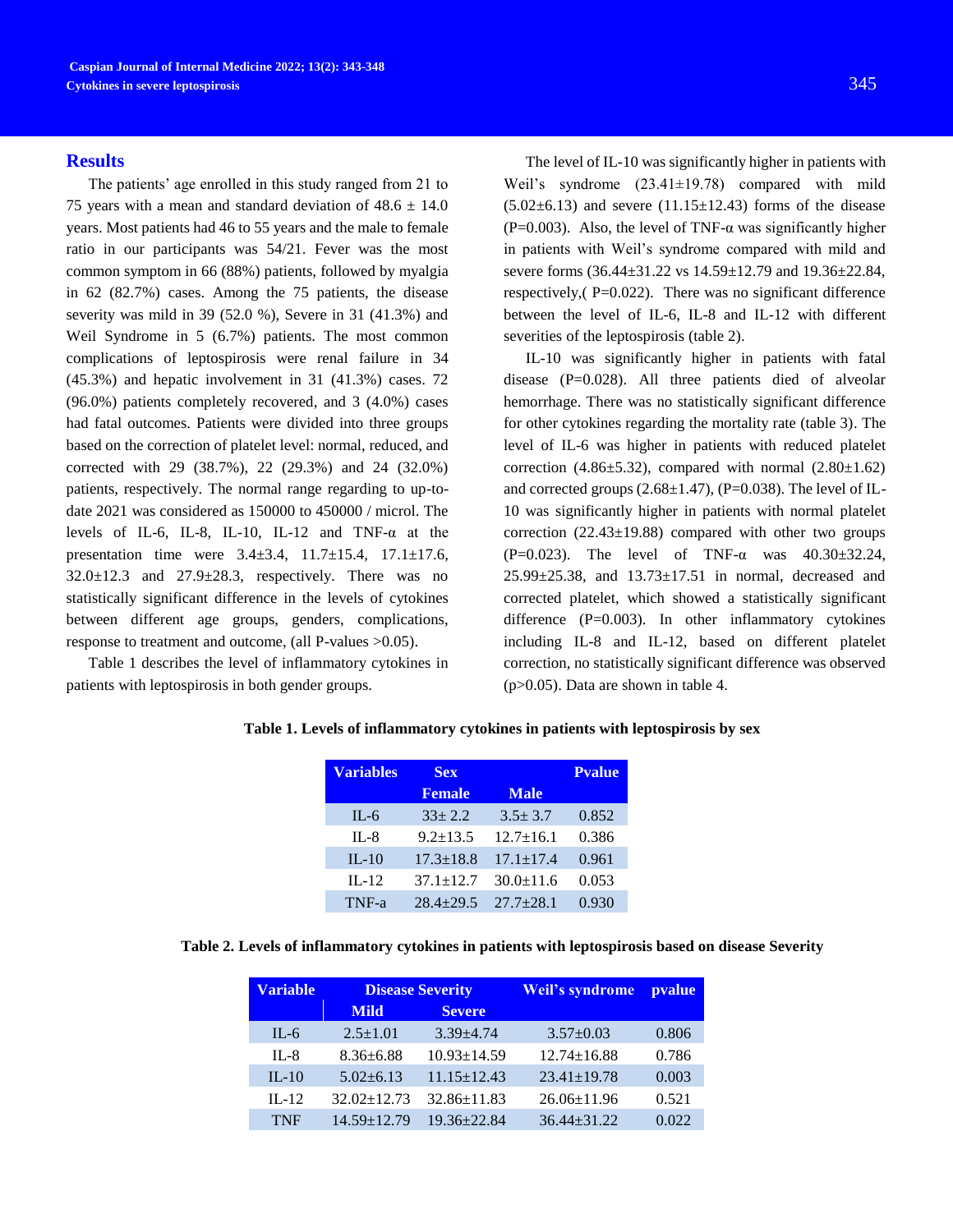## Results

The patients' age enrolled in this study ranged from 21 to 75 years with a mean and standard deviation of 48.6 ± 14.0 years. Most patients had 46 to 55 years and the male to female ratio in our participants was 54/21. Fever was the most common symptom in 66 (88%) patients, followed by myalgia in 62 (82.7%) cases. Among the 75 patients, the disease severity was mild in 39 (52.0 %), Severe in 31 (41.3%) and Weil Syndrome in 5 (6.7%) patients. The most common complications of leptospirosis were renal failure in 34 (45.3%) and hepatic involvement in 31 (41.3%) cases. 72 (96.0%) patients completely recovered, and 3 (4.0%) cases had fatal outcomes. Patients were divided into three groups based on the correction of platelet level: normal, reduced, and corrected with 29 (38.7%), 22 (29.3%) and 24 (32.0%) patients, respectively. The normal range regarding to up-to-date 2021 was considered as 150000 to 450000 / microl. The levels of IL-6, IL-8, IL-10, IL-12 and TNF-α at the presentation time were 3.4±3.4, 11.7±15.4, 17.1±17.6, 32.0±12.3 and 27.9±28.3, respectively. There was no statistically significant difference in the levels of cytokines between different age groups, genders, complications, response to treatment and outcome, (all P-values >0.05).

Table 1 describes the level of inflammatory cytokines in patients with leptospirosis in both gender groups.

The level of IL-10 was significantly higher in patients with Weil's syndrome (23.41±19.78) compared with mild (5.02±6.13) and severe (11.15±12.43) forms of the disease (P=0.003). Also, the level of TNF-α was significantly higher in patients with Weil's syndrome compared with mild and severe forms (36.44±31.22 vs 14.59±12.79 and 19.36±22.84, respectively,( P=0.022). There was no significant difference between the level of IL-6, IL-8 and IL-12 with different severities of the leptospirosis (table 2).

IL-10 was significantly higher in patients with fatal disease (P=0.028). All three patients died of alveolar hemorrhage. There was no statistically significant difference for other cytokines regarding the mortality rate (table 3). The level of IL-6 was higher in patients with reduced platelet correction (4.86±5.32), compared with normal (2.80±1.62) and corrected groups (2.68±1.47), (P=0.038). The level of IL-10 was significantly higher in patients with normal platelet correction (22.43±19.88) compared with other two groups (P=0.023). The level of TNF-α was 40.30±32.24, 25.99±25.38, and 13.73±17.51 in normal, decreased and corrected platelet, which showed a statistically significant difference (P=0.003). In other inflammatory cytokines including IL-8 and IL-12, based on different platelet correction, no statistically significant difference was observed (p>0.05). Data are shown in table 4.

**Table 1. Levels of inflammatory cytokines in patients with leptospirosis by sex**

| Variables | Sex | | Pvalue |
|---|---|---|---|
| | Female | Male | |
| IL-6 | 33± 2.2 | 3.5± 3.7 | 0.852 |
| IL-8 | 9.2±13.5 | 12.7±16.1 | 0.386 |
| IL-10 | 17.3±18.8 | 17.1±17.4 | 0.961 |
| IL-12 | 37.1±12.7 | 30.0±11.6 | 0.053 |
| TNF-a | 28.4±29.5 | 27.7±28.1 | 0.930 |

**Table 2. Levels of inflammatory cytokines in patients with leptospirosis based on disease Severity**

| Variable | Disease Severity | | Weil's syndrome | pvalue |
|---|---|---|---|---|
| | Mild | Severe | | |
| IL-6 | 2.5±1.01 | 3.39±4.74 | 3.57±0.03 | 0.806 |
| IL-8 | 8.36±6.88 | 10.93±14.59 | 12.74±16.88 | 0.786 |
| IL-10 | 5.02±6.13 | 11.15±12.43 | 23.41±19.78 | 0.003 |
| IL-12 | 32.02±12.73 | 32.86±11.83 | 26.06±11.96 | 0.521 |
| TNF | 14.59±12.79 | 19.36±22.84 | 36.44±31.22 | 0.022 |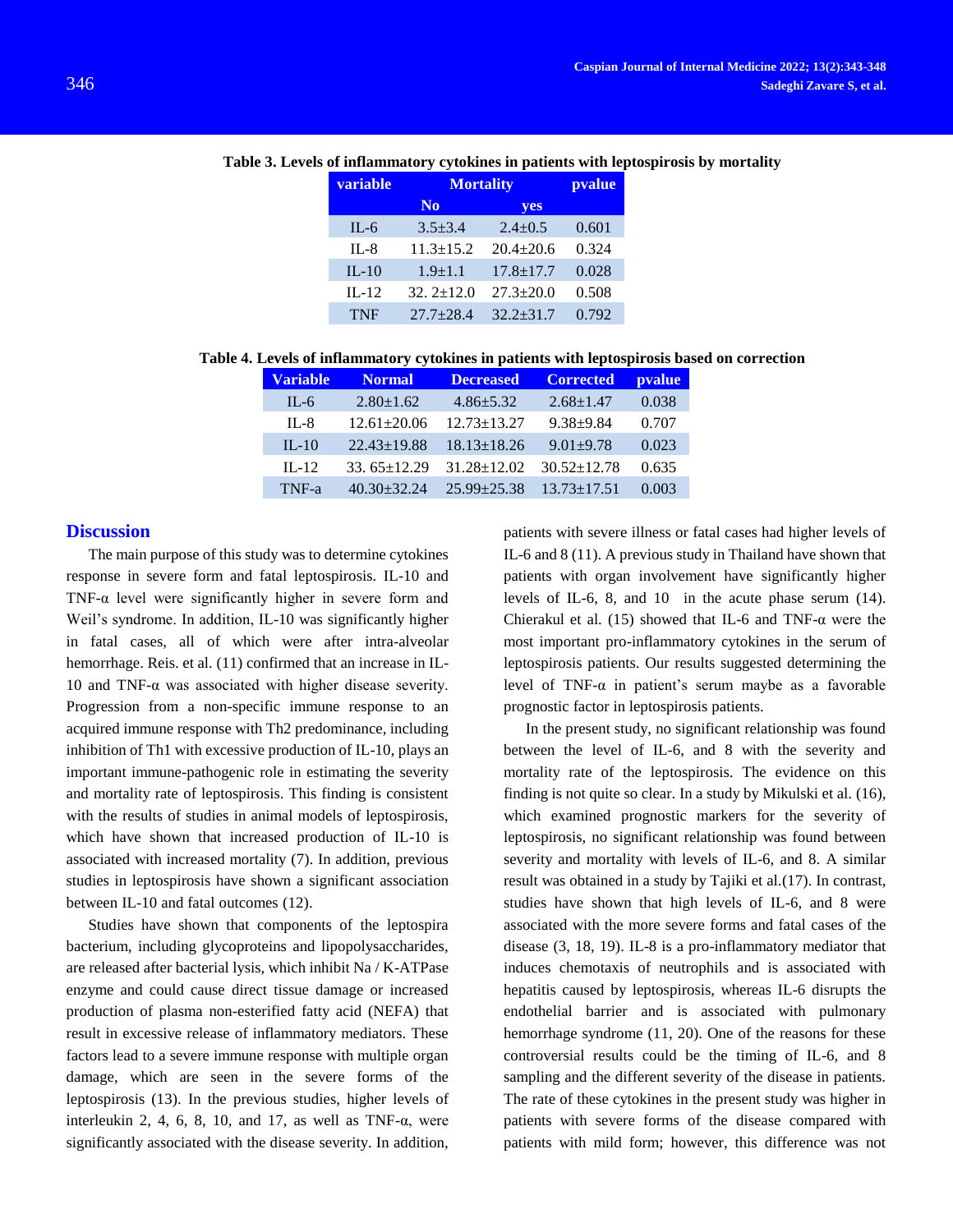**Table 3. Levels of inflammatory cytokines in patients with leptospirosis by mortality**

| variable | Mortality | | pvalue |
|---|---|---|---|
| | No | yes | |
| IL-6 | 3.5±3.4 | 2.4±0.5 | 0.601 |
| IL-8 | 11.3±15.2 | 20.4±20.6 | 0.324 |
| IL-10 | 1.9±1.1 | 17.8±17.7 | 0.028 |
| IL-12 | 32. 2±12.0 | 27.3±20.0 | 0.508 |
| TNF | 27.7±28.4 | 32.2±31.7 | 0.792 |

**Table 4. Levels of inflammatory cytokines in patients with leptospirosis based on correction**

| Variable | Normal | Decreased | Corrected | pvalue |
|---|---|---|---|---|
| IL-6 | 2.80±1.62 | 4.86±5.32 | 2.68±1.47 | 0.038 |
| IL-8 | 12.61±20.06 | 12.73±13.27 | 9.38±9.84 | 0.707 |
| IL-10 | 22.43±19.88 | 18.13±18.26 | 9.01±9.78 | 0.023 |
| IL-12 | 33. 65±12.29 | 31.28±12.02 | 30.52±12.78 | 0.635 |
| TNF-a | 40.30±32.24 | 25.99±25.38 | 13.73±17.51 | 0.003 |

## Discussion

The main purpose of this study was to determine cytokines response in severe form and fatal leptospirosis. IL-10 and TNF-α level were significantly higher in severe form and Weil's syndrome. In addition, IL-10 was significantly higher in fatal cases, all of which were after intra-alveolar hemorrhage. Reis. et al. (11) confirmed that an increase in IL-10 and TNF-α was associated with higher disease severity. Progression from a non-specific immune response to an acquired immune response with Th2 predominance, including inhibition of Th1 with excessive production of IL-10, plays an important immune-pathogenic role in estimating the severity and mortality rate of leptospirosis. This finding is consistent with the results of studies in animal models of leptospirosis, which have shown that increased production of IL-10 is associated with increased mortality (7). In addition, previous studies in leptospirosis have shown a significant association between IL-10 and fatal outcomes (12).

Studies have shown that components of the leptospira bacterium, including glycoproteins and lipopolysaccharides, are released after bacterial lysis, which inhibit Na / K-ATPase enzyme and could cause direct tissue damage or increased production of plasma non-esterified fatty acid (NEFA) that result in excessive release of inflammatory mediators. These factors lead to a severe immune response with multiple organ damage, which are seen in the severe forms of the leptospirosis (13). In the previous studies, higher levels of interleukin 2, 4, 6, 8, 10, and 17, as well as TNF-α, were significantly associated with the disease severity. In addition, patients with severe illness or fatal cases had higher levels of IL-6 and 8 (11). A previous study in Thailand have shown that patients with organ involvement have significantly higher levels of IL-6, 8, and 10 in the acute phase serum (14). Chierakul et al. (15) showed that IL-6 and TNF-α were the most important pro-inflammatory cytokines in the serum of leptospirosis patients. Our results suggested determining the level of TNF-α in patient's serum maybe as a favorable prognostic factor in leptospirosis patients.

In the present study, no significant relationship was found between the level of IL-6, and 8 with the severity and mortality rate of the leptospirosis. The evidence on this finding is not quite so clear. In a study by Mikulski et al. (16), which examined prognostic markers for the severity of leptospirosis, no significant relationship was found between severity and mortality with levels of IL-6, and 8. A similar result was obtained in a study by Tajiki et al.(17). In contrast, studies have shown that high levels of IL-6, and 8 were associated with the more severe forms and fatal cases of the disease (3, 18, 19). IL-8 is a pro-inflammatory mediator that induces chemotaxis of neutrophils and is associated with hepatitis caused by leptospirosis, whereas IL-6 disrupts the endothelial barrier and is associated with pulmonary hemorrhage syndrome (11, 20). One of the reasons for these controversial results could be the timing of IL-6, and 8 sampling and the different severity of the disease in patients. The rate of these cytokines in the present study was higher in patients with severe forms of the disease compared with patients with mild form; however, this difference was not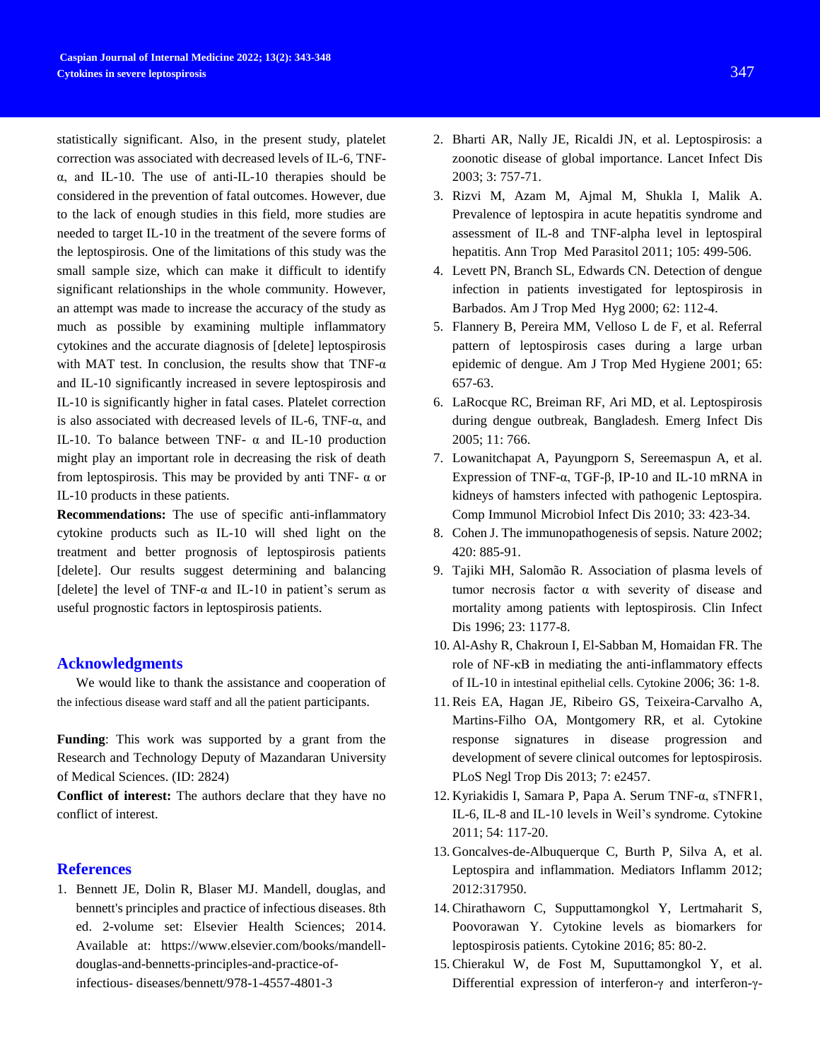statistically significant. Also, in the present study, platelet correction was associated with decreased levels of IL-6, TNF-α, and IL-10. The use of anti-IL-10 therapies should be considered in the prevention of fatal outcomes. However, due to the lack of enough studies in this field, more studies are needed to target IL-10 in the treatment of the severe forms of the leptospirosis. One of the limitations of this study was the small sample size, which can make it difficult to identify significant relationships in the whole community. However, an attempt was made to increase the accuracy of the study as much as possible by examining multiple inflammatory cytokines and the accurate diagnosis of [delete] leptospirosis with MAT test. In conclusion, the results show that TNF-α and IL-10 significantly increased in severe leptospirosis and IL-10 is significantly higher in fatal cases. Platelet correction is also associated with decreased levels of IL-6, TNF-α, and IL-10. To balance between TNF- α and IL-10 production might play an important role in decreasing the risk of death from leptospirosis. This may be provided by anti TNF- α or IL-10 products in these patients.

**Recommendations:** The use of specific anti-inflammatory cytokine products such as IL-10 will shed light on the treatment and better prognosis of leptospirosis patients [delete]. Our results suggest determining and balancing [delete] the level of TNF-α and IL-10 in patient's serum as useful prognostic factors in leptospirosis patients.

## Acknowledgments

We would like to thank the assistance and cooperation of the infectious disease ward staff and all the patient participants.

**Funding**: This work was supported by a grant from the Research and Technology Deputy of Mazandaran University of Medical Sciences. (ID: 2824)

**Conflict of interest:** The authors declare that they have no conflict of interest.

## References

1. Bennett JE, Dolin R, Blaser MJ. Mandell, douglas, and bennett's principles and practice of infectious diseases. 8th ed. 2-volume set: Elsevier Health Sciences; 2014. Available at: https://www.elsevier.com/books/mandell-douglas-and-bennetts-principles-and-practice-of-infectious- diseases/bennett/978-1-4557-4801-3
2. Bharti AR, Nally JE, Ricaldi JN, et al. Leptospirosis: a zoonotic disease of global importance. Lancet Infect Dis 2003; 3: 757-71.
3. Rizvi M, Azam M, Ajmal M, Shukla I, Malik A. Prevalence of leptospira in acute hepatitis syndrome and assessment of IL-8 and TNF-alpha level in leptospiral hepatitis. Ann Trop Med Parasitol 2011; 105: 499-506.
4. Levett PN, Branch SL, Edwards CN. Detection of dengue infection in patients investigated for leptospirosis in Barbados. Am J Trop Med Hyg 2000; 62: 112-4.
5. Flannery B, Pereira MM, Velloso L de F, et al. Referral pattern of leptospirosis cases during a large urban epidemic of dengue. Am J Trop Med Hygiene 2001; 65: 657-63.
6. LaRocque RC, Breiman RF, Ari MD, et al. Leptospirosis during dengue outbreak, Bangladesh. Emerg Infect Dis 2005; 11: 766.
7. Lowanitchapat A, Payungporn S, Sereemaspun A, et al. Expression of TNF-α, TGF-β, IP-10 and IL-10 mRNA in kidneys of hamsters infected with pathogenic Leptospira. Comp Immunol Microbiol Infect Dis 2010; 33: 423-34.
8. Cohen J. The immunopathogenesis of sepsis. Nature 2002; 420: 885-91.
9. Tajiki MH, Salomão R. Association of plasma levels of tumor necrosis factor α with severity of disease and mortality among patients with leptospirosis. Clin Infect Dis 1996; 23: 1177-8.
10. Al-Ashy R, Chakroun I, El-Sabban M, Homaidan FR. The role of NF-κB in mediating the anti-inflammatory effects of IL-10 in intestinal epithelial cells. Cytokine 2006; 36: 1-8.
11. Reis EA, Hagan JE, Ribeiro GS, Teixeira-Carvalho A, Martins-Filho OA, Montgomery RR, et al. Cytokine response signatures in disease progression and development of severe clinical outcomes for leptospirosis. PLoS Negl Trop Dis 2013; 7: e2457.
12. Kyriakidis I, Samara P, Papa A. Serum TNF-α, sTNFR1, IL-6, IL-8 and IL-10 levels in Weil's syndrome. Cytokine 2011; 54: 117-20.
13. Goncalves-de-Albuquerque C, Burth P, Silva A, et al. Leptospira and inflammation. Mediators Inflamm 2012; 2012:317950.
14. Chirathaworn C, Supputtamongkol Y, Lertmaharit S, Poovorawan Y. Cytokine levels as biomarkers for leptospirosis patients. Cytokine 2016; 85: 80-2.
15. Chierakul W, de Fost M, Suputtamongkol Y, et al. Differential expression of interferon-γ and interferon-γ-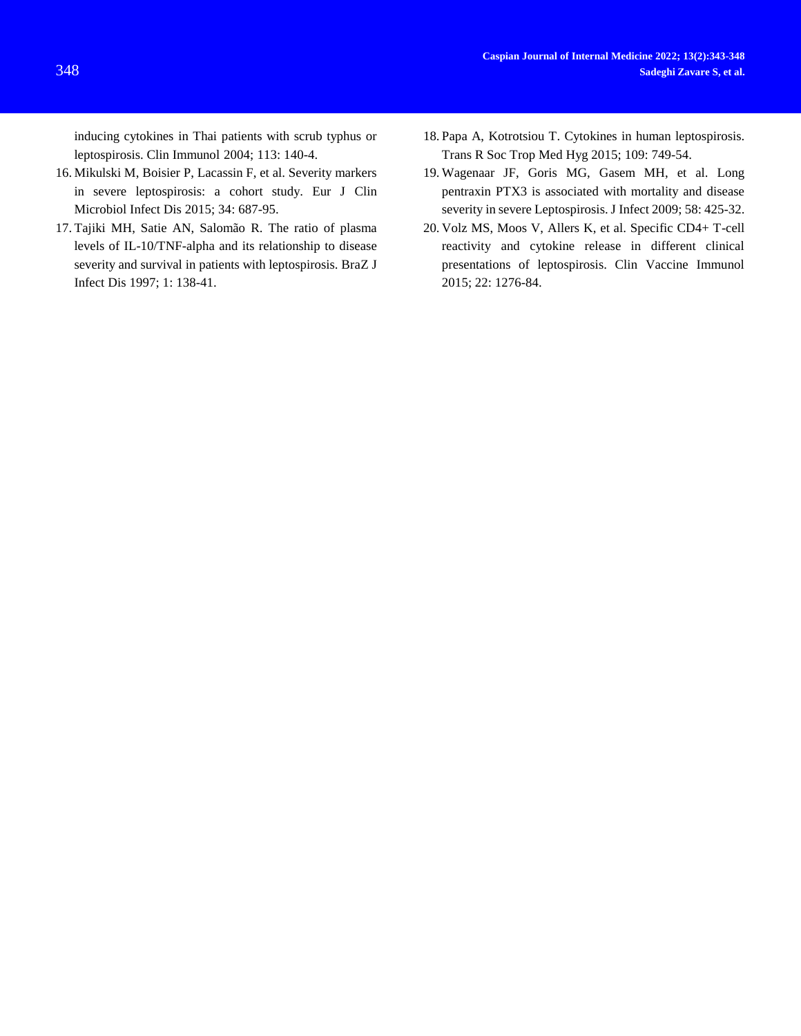inducing cytokines in Thai patients with scrub typhus or leptospirosis. Clin Immunol 2004; 113: 140-4.

16. Mikulski M, Boisier P, Lacassin F, et al. Severity markers in severe leptospirosis: a cohort study. Eur J Clin Microbiol Infect Dis 2015; 34: 687-95.
17. Tajiki MH, Satie AN, Salomão R. The ratio of plasma levels of IL-10/TNF-alpha and its relationship to disease severity and survival in patients with leptospirosis. BraZ J Infect Dis 1997; 1: 138-41.
18. Papa A, Kotrotsiou T. Cytokines in human leptospirosis. Trans R Soc Trop Med Hyg 2015; 109: 749-54.
19. Wagenaar JF, Goris MG, Gasem MH, et al. Long pentraxin PTX3 is associated with mortality and disease severity in severe Leptospirosis. J Infect 2009; 58: 425-32.
20. Volz MS, Moos V, Allers K, et al. Specific CD4+ T-cell reactivity and cytokine release in different clinical presentations of leptospirosis. Clin Vaccine Immunol 2015; 22: 1276-84.